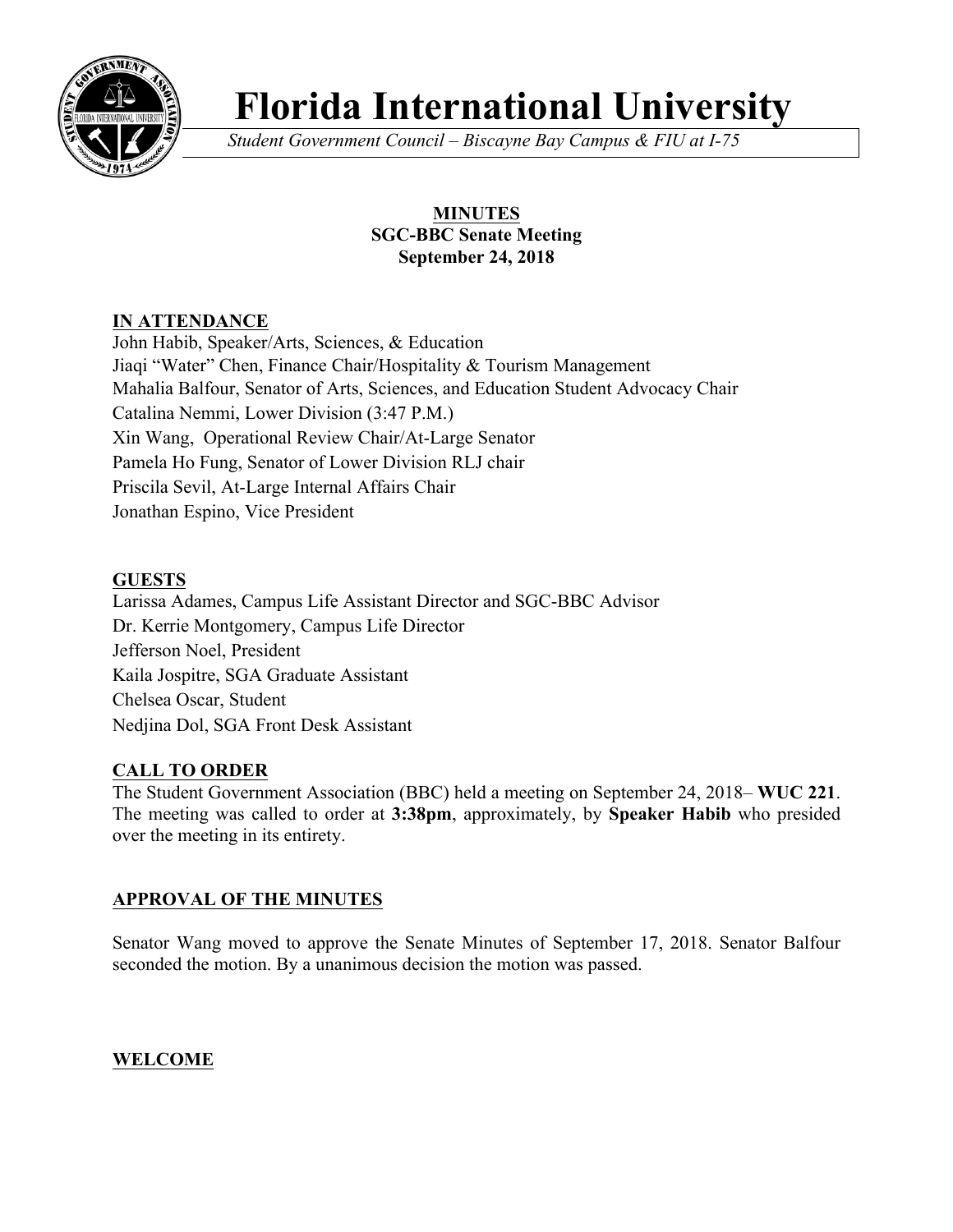# Florida International University

*Student Government Council – Biscayne Bay Campus & FIU at I-75*

**MINUTES**
**SGC-BBC Senate Meeting**
**September 24, 2018**

## IN ATTENDANCE

John Habib, Speaker/Arts, Sciences, & Education
Jiaqi "Water" Chen, Finance Chair/Hospitality & Tourism Management
Mahalia Balfour, Senator of Arts, Sciences, and Education Student Advocacy Chair
Catalina Nemmi, Lower Division (3:47 P.M.)
Xin Wang, Operational Review Chair/At-Large Senator
Pamela Ho Fung, Senator of Lower Division RLJ chair
Priscila Sevil, At-Large Internal Affairs Chair
Jonathan Espino, Vice President

## GUESTS

Larissa Adames, Campus Life Assistant Director and SGC-BBC Advisor
Dr. Kerrie Montgomery, Campus Life Director
Jefferson Noel, President
Kaila Jospitre, SGA Graduate Assistant
Chelsea Oscar, Student
Nedjina Dol, SGA Front Desk Assistant

## CALL TO ORDER

The Student Government Association (BBC) held a meeting on September 24, 2018– **WUC 221**. The meeting was called to order at **3:38pm**, approximately, by **Speaker Habib** who presided over the meeting in its entirety.

## APPROVAL OF THE MINUTES

Senator Wang moved to approve the Senate Minutes of September 17, 2018. Senator Balfour seconded the motion. By a unanimous decision the motion was passed.

## WELCOME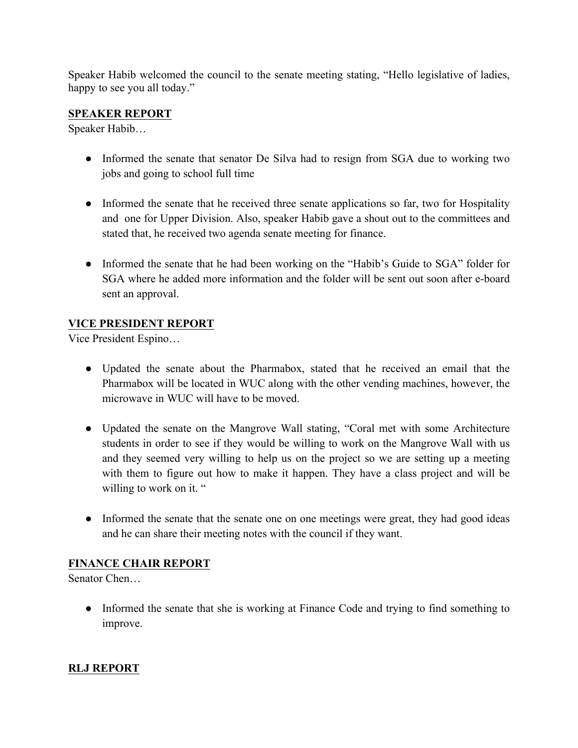Speaker Habib welcomed the council to the senate meeting stating, "Hello legislative of ladies, happy to see you all today."

**<u>SPEAKER REPORT</u>**

Speaker Habib…

- Informed the senate that senator De Silva had to resign from SGA due to working two jobs and going to school full time

- Informed the senate that he received three senate applications so far, two for Hospitality and one for Upper Division. Also, speaker Habib gave a shout out to the committees and stated that, he received two agenda senate meeting for finance.

- Informed the senate that he had been working on the "Habib's Guide to SGA" folder for SGA where he added more information and the folder will be sent out soon after e-board sent an approval.

**<u>VICE PRESIDENT REPORT</u>**

Vice President Espino…

- Updated the senate about the Pharmabox, stated that he received an email that the Pharmabox will be located in WUC along with the other vending machines, however, the microwave in WUC will have to be moved.

- Updated the senate on the Mangrove Wall stating, "Coral met with some Architecture students in order to see if they would be willing to work on the Mangrove Wall with us and they seemed very willing to help us on the project so we are setting up a meeting with them to figure out how to make it happen. They have a class project and will be willing to work on it. "

- Informed the senate that the senate one on one meetings were great, they had good ideas and he can share their meeting notes with the council if they want.

**<u>FINANCE CHAIR REPORT</u>**

Senator Chen…

- Informed the senate that she is working at Finance Code and trying to find something to improve.

**<u>RLJ REPORT</u>**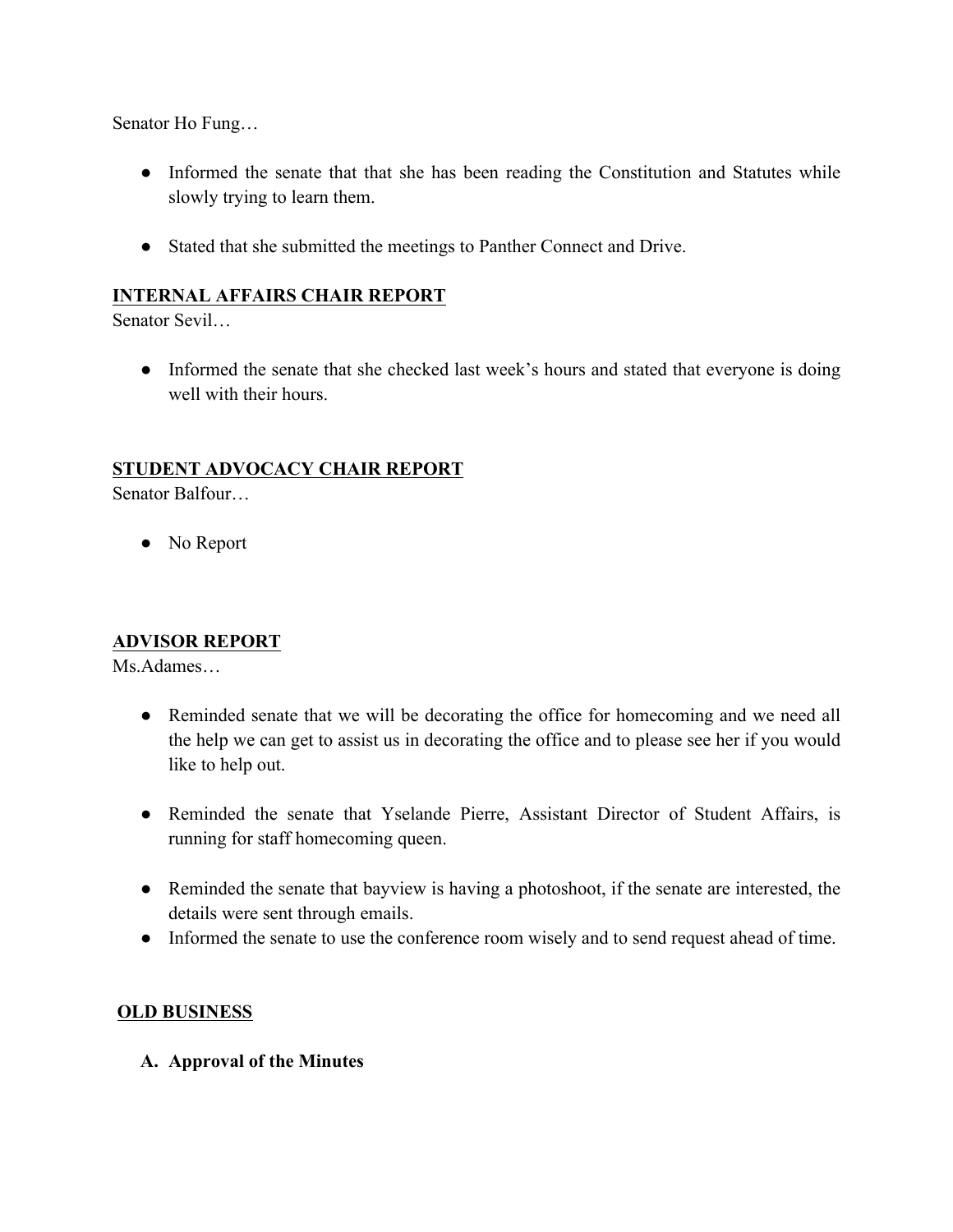Senator Ho Fung…

- Informed the senate that that she has been reading the Constitution and Statutes while slowly trying to learn them.

- Stated that she submitted the meetings to Panther Connect and Drive.

## INTERNAL AFFAIRS CHAIR REPORT

Senator Sevil…

- Informed the senate that she checked last week's hours and stated that everyone is doing well with their hours.

## STUDENT ADVOCACY CHAIR REPORT

Senator Balfour…

- No Report

## ADVISOR REPORT

Ms.Adames…

- Reminded senate that we will be decorating the office for homecoming and we need all the help we can get to assist us in decorating the office and to please see her if you would like to help out.

- Reminded the senate that Yselande Pierre, Assistant Director of Student Affairs, is running for staff homecoming queen.

- Reminded the senate that bayview is having a photoshoot, if the senate are interested, the details were sent through emails.
- Informed the senate to use the conference room wisely and to send request ahead of time.

## OLD BUSINESS

**A. Approval of the Minutes**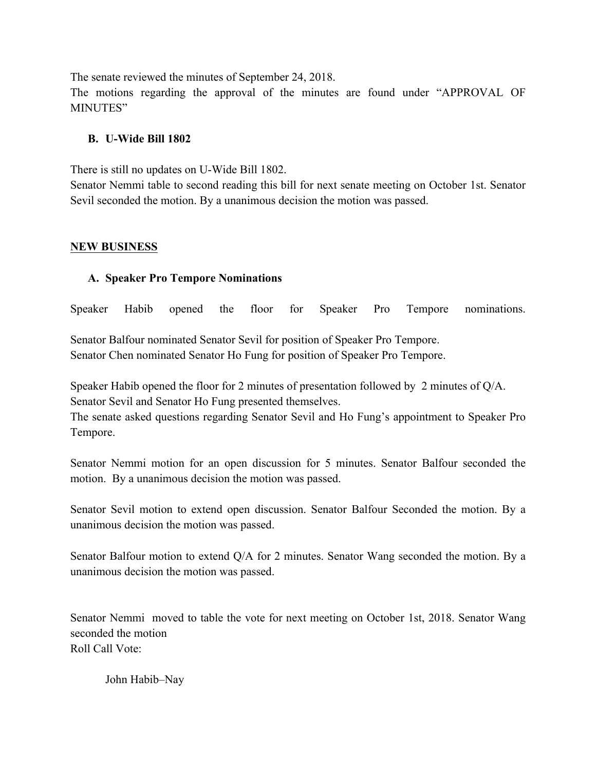The senate reviewed the minutes of September 24, 2018.
The motions regarding the approval of the minutes are found under "APPROVAL OF MINUTES"

### B. U-Wide Bill 1802

There is still no updates on U-Wide Bill 1802.
Senator Nemmi table to second reading this bill for next senate meeting on October 1st. Senator Sevil seconded the motion. By a unanimous decision the motion was passed.

## NEW BUSINESS

### A. Speaker Pro Tempore Nominations

Speaker Habib opened the floor for Speaker Pro Tempore nominations.

Senator Balfour nominated Senator Sevil for position of Speaker Pro Tempore.
Senator Chen nominated Senator Ho Fung for position of Speaker Pro Tempore.

Speaker Habib opened the floor for 2 minutes of presentation followed by 2 minutes of Q/A.
Senator Sevil and Senator Ho Fung presented themselves.
The senate asked questions regarding Senator Sevil and Ho Fung's appointment to Speaker Pro Tempore.

Senator Nemmi motion for an open discussion for 5 minutes. Senator Balfour seconded the motion. By a unanimous decision the motion was passed.

Senator Sevil motion to extend open discussion. Senator Balfour Seconded the motion. By a unanimous decision the motion was passed.

Senator Balfour motion to extend Q/A for 2 minutes. Senator Wang seconded the motion. By a unanimous decision the motion was passed.

Senator Nemmi moved to table the vote for next meeting on October 1st, 2018. Senator Wang seconded the motion
Roll Call Vote:

John Habib–Nay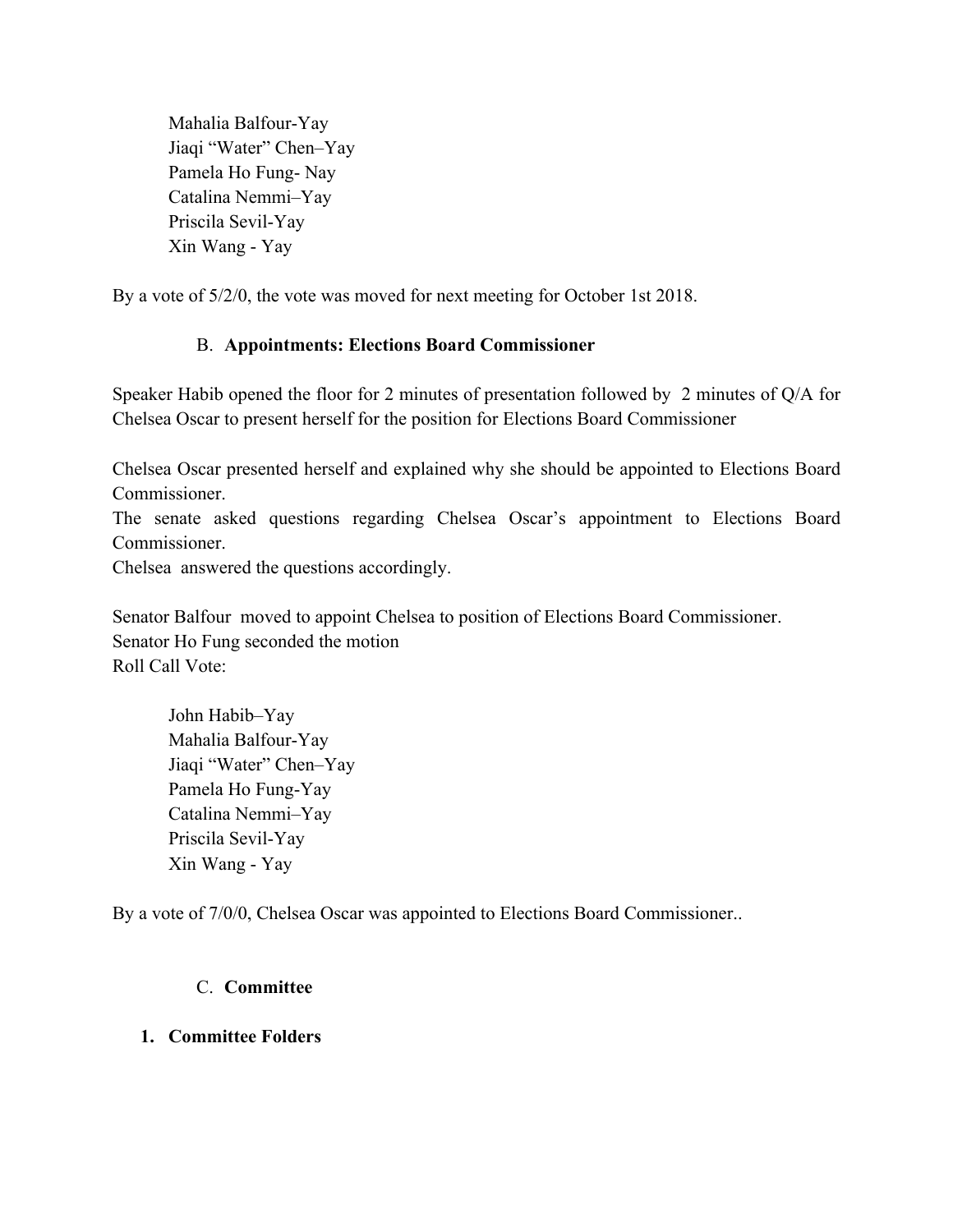Mahalia Balfour-Yay
Jiaqi "Water" Chen–Yay
Pamela Ho Fung- Nay
Catalina Nemmi–Yay
Priscila Sevil-Yay
Xin Wang - Yay

By a vote of 5/2/0, the vote was moved for next meeting for October 1st 2018.

B. **Appointments: Elections Board Commissioner**

Speaker Habib opened the floor for 2 minutes of presentation followed by 2 minutes of Q/A for Chelsea Oscar to present herself for the position for Elections Board Commissioner

Chelsea Oscar presented herself and explained why she should be appointed to Elections Board Commissioner.
The senate asked questions regarding Chelsea Oscar's appointment to Elections Board Commissioner.
Chelsea answered the questions accordingly.

Senator Balfour moved to appoint Chelsea to position of Elections Board Commissioner.
Senator Ho Fung seconded the motion
Roll Call Vote:

John Habib–Yay
Mahalia Balfour-Yay
Jiaqi "Water" Chen–Yay
Pamela Ho Fung-Yay
Catalina Nemmi–Yay
Priscila Sevil-Yay
Xin Wang - Yay

By a vote of 7/0/0, Chelsea Oscar was appointed to Elections Board Commissioner..

C. **Committee**

1. **Committee Folders**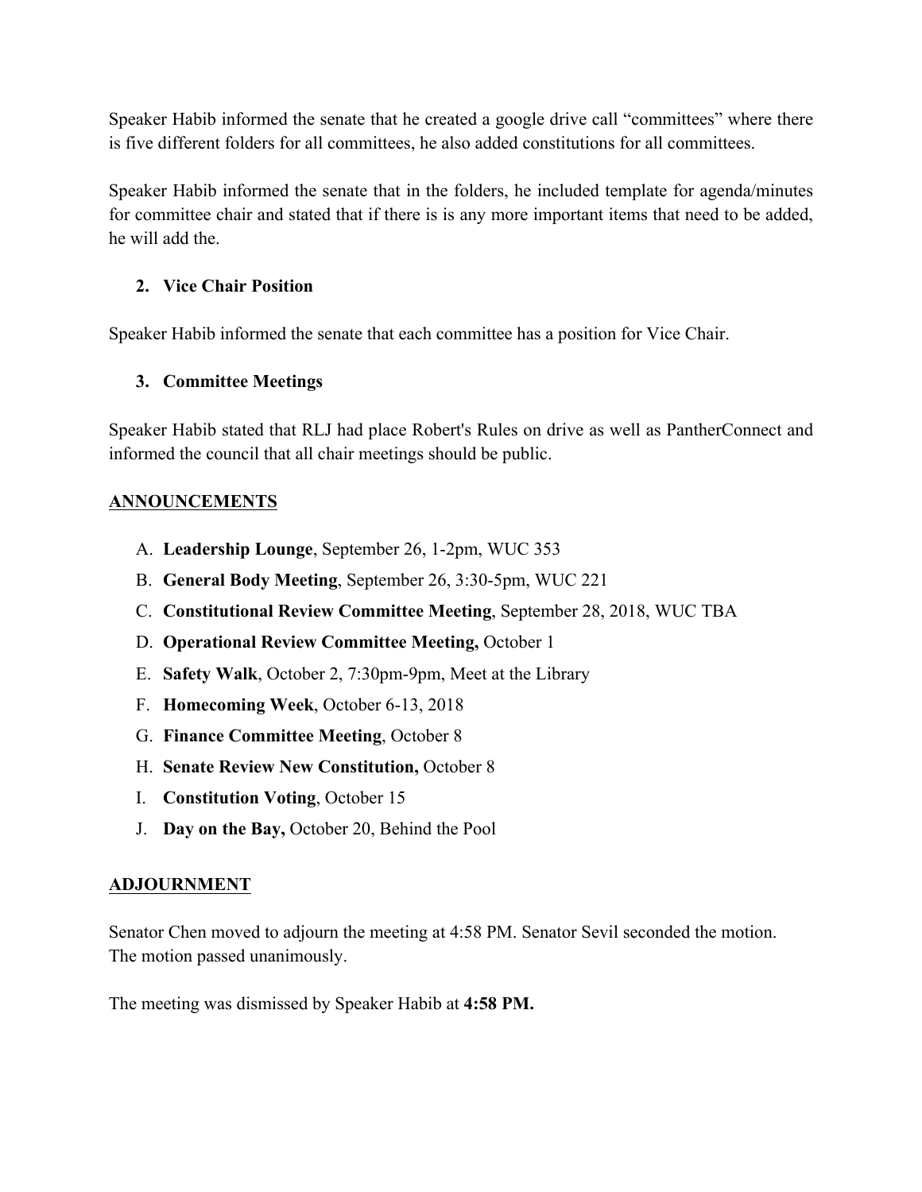Speaker Habib informed the senate that he created a google drive call "committees" where there is five different folders for all committees, he also added constitutions for all committees.

Speaker Habib informed the senate that in the folders, he included template for agenda/minutes for committee chair and stated that if there is is any more important items that need to be added, he will add the.

2. **Vice Chair Position**

Speaker Habib informed the senate that each committee has a position for Vice Chair.

3. **Committee Meetings**

Speaker Habib stated that RLJ had place Robert's Rules on drive as well as PantherConnect and informed the council that all chair meetings should be public.

## ANNOUNCEMENTS

A. **Leadership Lounge**, September 26, 1-2pm, WUC 353
B. **General Body Meeting**, September 26, 3:30-5pm, WUC 221
C. **Constitutional Review Committee Meeting**, September 28, 2018, WUC TBA
D. **Operational Review Committee Meeting,** October 1
E. **Safety Walk**, October 2, 7:30pm-9pm, Meet at the Library
F. **Homecoming Week**, October 6-13, 2018
G. **Finance Committee Meeting**, October 8
H. **Senate Review New Constitution,** October 8
I. **Constitution Voting**, October 15
J. **Day on the Bay,** October 20, Behind the Pool

## ADJOURNMENT

Senator Chen moved to adjourn the meeting at 4:58 PM. Senator Sevil seconded the motion. The motion passed unanimously.

The meeting was dismissed by Speaker Habib at **4:58 PM.**